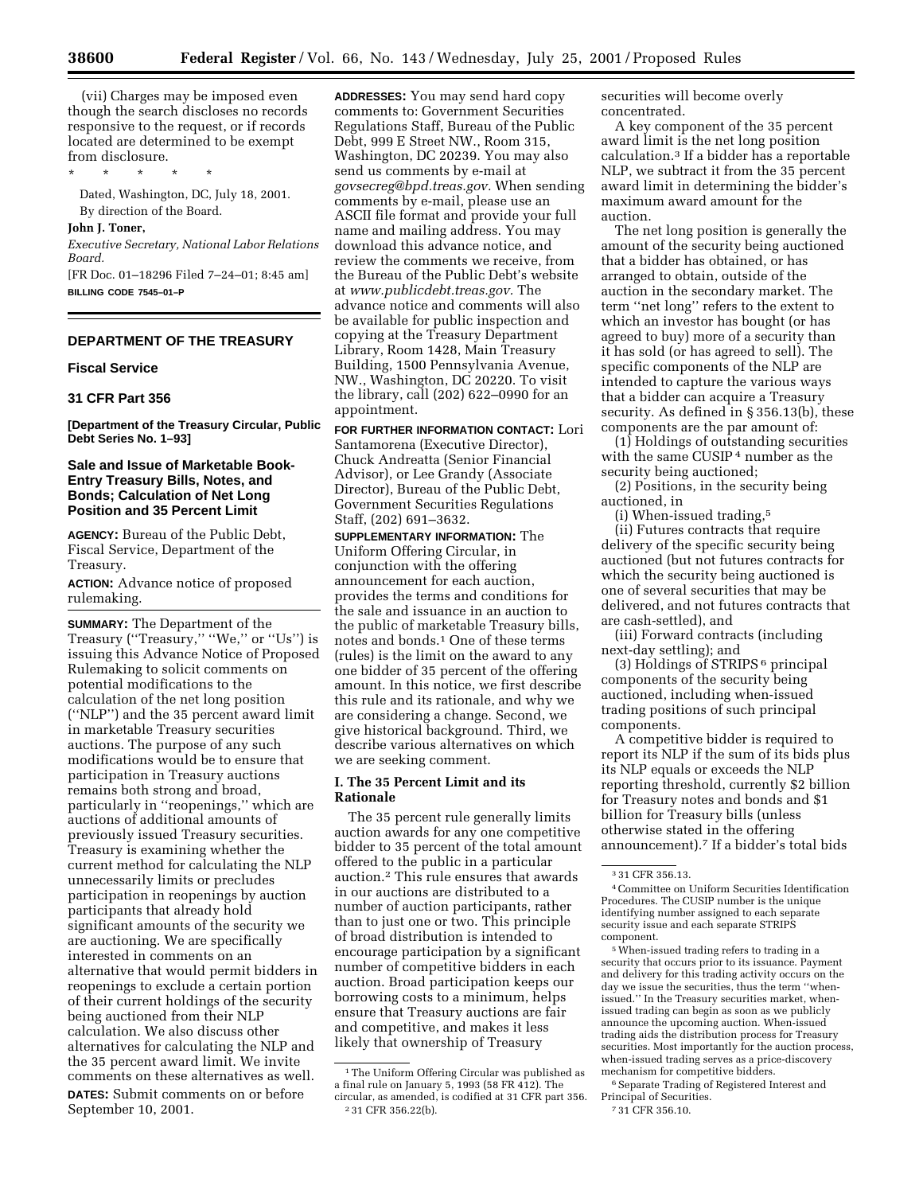(vii) Charges may be imposed even though the search discloses no records responsive to the request, or if records located are determined to be exempt from disclosure.

\* \* \* \* \*

Dated, Washington, DC, July 18, 2001.

By direction of the Board.

**John J. Toner,**

*Executive Secretary, National Labor Relations Board.*

[FR Doc. 01–18296 Filed 7–24–01; 8:45 am]

**BILLING CODE 7545–01–P**

---

## DEPARTMENT OF THE TREASURY

### Fiscal Service

### 31 CFR Part 356

**[Department of the Treasury Circular, Public Debt Series No. 1–93]**

### Sale and Issue of Marketable Book-Entry Treasury Bills, Notes, and Bonds; Calculation of Net Long Position and 35 Percent Limit

**AGENCY:** Bureau of the Public Debt, Fiscal Service, Department of the Treasury.

**ACTION:** Advance notice of proposed rulemaking.

**SUMMARY:** The Department of the Treasury (''Treasury,'' ''We,'' or ''Us'') is issuing this Advance Notice of Proposed Rulemaking to solicit comments on potential modifications to the calculation of the net long position (''NLP'') and the 35 percent award limit in marketable Treasury securities auctions. The purpose of any such modifications would be to ensure that participation in Treasury auctions remains both strong and broad, particularly in ''reopenings,'' which are auctions of additional amounts of previously issued Treasury securities. Treasury is examining whether the current method for calculating the NLP unnecessarily limits or precludes participation in reopenings by auction participants that already hold significant amounts of the security we are auctioning. We are specifically interested in comments on an alternative that would permit bidders in reopenings to exclude a certain portion of their current holdings of the security being auctioned from their NLP calculation. We also discuss other alternatives for calculating the NLP and the 35 percent award limit. We invite comments on these alternatives as well.

**DATES:** Submit comments on or before September 10, 2001.

**ADDRESSES:** You may send hard copy comments to: Government Securities Regulations Staff, Bureau of the Public Debt, 999 E Street NW., Room 315, Washington, DC 20239. You may also send us comments by e-mail at *govsecreg@bpd.treas.gov.* When sending comments by e-mail, please use an ASCII file format and provide your full name and mailing address. You may download this advance notice, and review the comments we receive, from the Bureau of the Public Debt's website at *www.publicdebt.treas.gov.* The advance notice and comments will also be available for public inspection and copying at the Treasury Department Library, Room 1428, Main Treasury Building, 1500 Pennsylvania Avenue, NW., Washington, DC 20220. To visit the library, call (202) 622–0990 for an appointment.

**FOR FURTHER INFORMATION CONTACT:** Lori Santamorena (Executive Director), Chuck Andreatta (Senior Financial Advisor), or Lee Grandy (Associate Director), Bureau of the Public Debt, Government Securities Regulations Staff, (202) 691–3632.

**SUPPLEMENTARY INFORMATION:** The Uniform Offering Circular, in conjunction with the offering announcement for each auction, provides the terms and conditions for the sale and issuance in an auction to the public of marketable Treasury bills, notes and bonds.[1] One of these terms (rules) is the limit on the award to any one bidder of 35 percent of the offering amount. In this notice, we first describe this rule and its rationale, and why we are considering a change. Second, we give historical background. Third, we describe various alternatives on which we are seeking comment.

#### I. The 35 Percent Limit and its Rationale

The 35 percent rule generally limits auction awards for any one competitive bidder to 35 percent of the total amount offered to the public in a particular auction.[2] This rule ensures that awards in our auctions are distributed to a number of auction participants, rather than to just one or two. This principle of broad distribution is intended to encourage participation by a significant number of competitive bidders in each auction. Broad participation keeps our borrowing costs to a minimum, helps ensure that Treasury auctions are fair and competitive, and makes it less likely that ownership of Treasury securities will become overly concentrated.

A key component of the 35 percent award limit is the net long position calculation.[3] If a bidder has a reportable NLP, we subtract it from the 35 percent award limit in determining the bidder's maximum award amount for the auction.

The net long position is generally the amount of the security being auctioned that a bidder has obtained, or has arranged to obtain, outside of the auction in the secondary market. The term ''net long'' refers to the extent to which an investor has bought (or has agreed to buy) more of a security than it has sold (or has agreed to sell). The specific components of the NLP are intended to capture the various ways that a bidder can acquire a Treasury security. As defined in § 356.13(b), these components are the par amount of:

(1) Holdings of outstanding securities with the same CUSIP[4] number as the security being auctioned;

(2) Positions, in the security being auctioned, in

(i) When-issued trading,[5]

(ii) Futures contracts that require delivery of the specific security being auctioned (but not futures contracts for which the security being auctioned is one of several securities that may be delivered, and not futures contracts that are cash-settled), and

(iii) Forward contracts (including next-day settling); and

(3) Holdings of STRIPS[6] principal components of the security being auctioned, including when-issued trading positions of such principal components.

A competitive bidder is required to report its NLP if the sum of its bids plus its NLP equals or exceeds the NLP reporting threshold, currently $2 billion for Treasury notes and bonds and $1 billion for Treasury bills (unless otherwise stated in the offering announcement).[7] If a bidder's total bids

---

[1] The Uniform Offering Circular was published as a final rule on January 5, 1993 (58 FR 412). The circular, as amended, is codified at 31 CFR part 356.

[2] 31 CFR 356.22(b).

[3] 31 CFR 356.13.

[4] Committee on Uniform Securities Identification Procedures. The CUSIP number is the unique identifying number assigned to each separate security issue and each separate STRIPS component.

[5] When-issued trading refers to trading in a security that occurs prior to its issuance. Payment and delivery for this trading activity occurs on the day we issue the securities, thus the term ''when-issued.'' In the Treasury securities market, when-issued trading can begin as soon as we publicly announce the upcoming auction. When-issued trading aids the distribution process for Treasury securities. Most importantly for the auction process, when-issued trading serves as a price-discovery mechanism for competitive bidders.

[6] Separate Trading of Registered Interest and Principal of Securities.

[7] 31 CFR 356.10.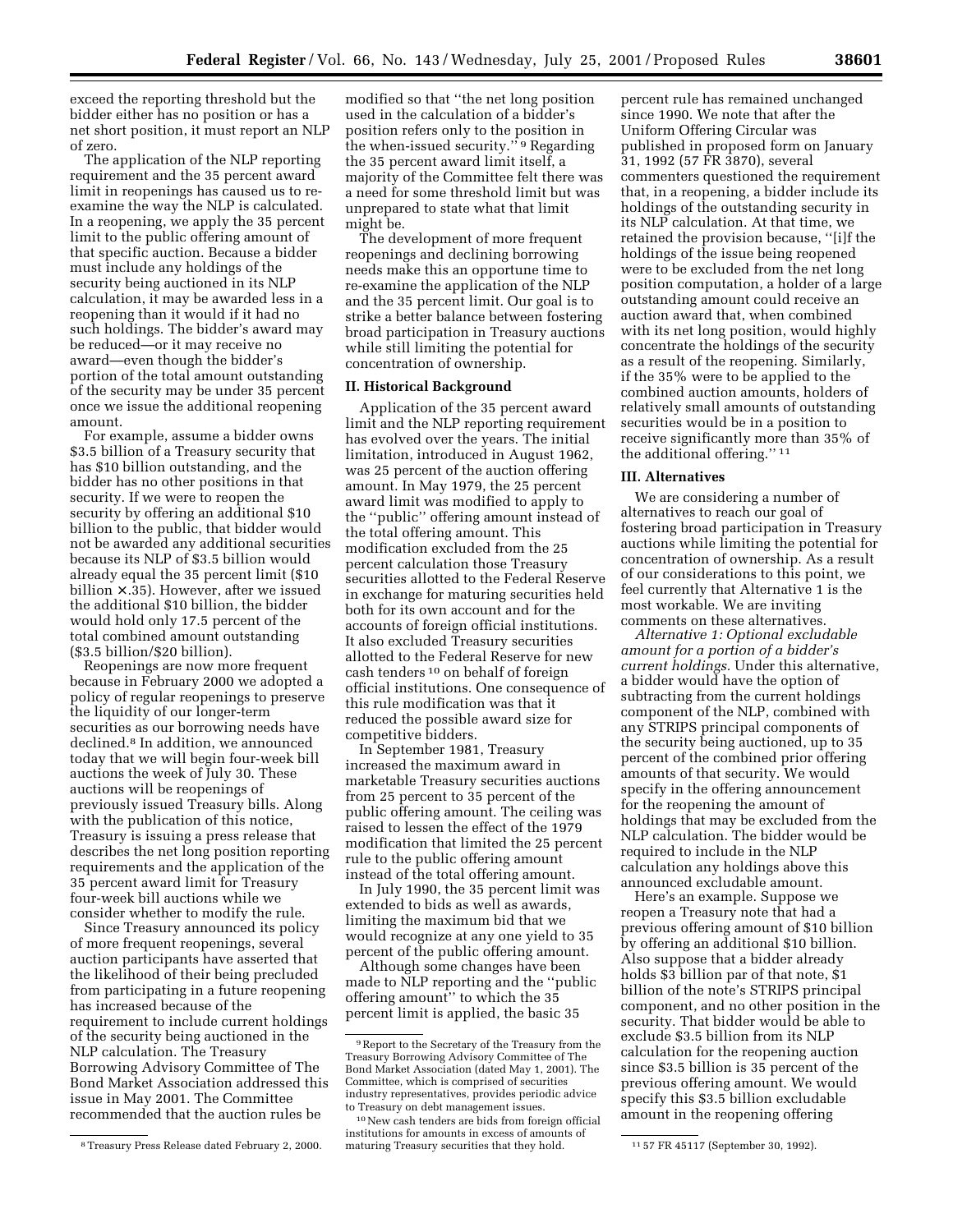exceed the reporting threshold but the bidder either has no position or has a net short position, it must report an NLP of zero.

The application of the NLP reporting requirement and the 35 percent award limit in reopenings has caused us to re-examine the way the NLP is calculated. In a reopening, we apply the 35 percent limit to the public offering amount of that specific auction. Because a bidder must include any holdings of the security being auctioned in its NLP calculation, it may be awarded less in a reopening than it would if it had no such holdings. The bidder's award may be reduced—or it may receive no award—even though the bidder's portion of the total amount outstanding of the security may be under 35 percent once we issue the additional reopening amount.

For example, assume a bidder owns $3.5 billion of a Treasury security that has $10 billion outstanding, and the bidder has no other positions in that security. If we were to reopen the security by offering an additional $10 billion to the public, that bidder would not be awarded any additional securities because its NLP of $3.5 billion would already equal the 35 percent limit ($10 billion × .35). However, after we issued the additional $10 billion, the bidder would hold only 17.5 percent of the total combined amount outstanding ($3.5 billion/$20 billion).

Reopenings are now more frequent because in February 2000 we adopted a policy of regular reopenings to preserve the liquidity of our longer-term securities as our borrowing needs have declined.[8] In addition, we announced today that we will begin four-week bill auctions the week of July 30. These auctions will be reopenings of previously issued Treasury bills. Along with the publication of this notice, Treasury is issuing a press release that describes the net long position reporting requirements and the application of the 35 percent award limit for Treasury four-week bill auctions while we consider whether to modify the rule.

Since Treasury announced its policy of more frequent reopenings, several auction participants have asserted that the likelihood of their being precluded from participating in a future reopening has increased because of the requirement to include current holdings of the security being auctioned in the NLP calculation. The Treasury Borrowing Advisory Committee of The Bond Market Association addressed this issue in May 2001. The Committee recommended that the auction rules be modified so that "the net long position used in the calculation of a bidder's position refers only to the position in the when-issued security."[9] Regarding the 35 percent award limit itself, a majority of the Committee felt there was a need for some threshold limit but was unprepared to state what that limit might be.

The development of more frequent reopenings and declining borrowing needs make this an opportune time to re-examine the application of the NLP and the 35 percent limit. Our goal is to strike a better balance between fostering broad participation in Treasury auctions while still limiting the potential for concentration of ownership.

## II. Historical Background

Application of the 35 percent award limit and the NLP reporting requirement has evolved over the years. The initial limitation, introduced in August 1962, was 25 percent of the auction offering amount. In May 1979, the 25 percent award limit was modified to apply to the "public" offering amount instead of the total offering amount. This modification excluded from the 25 percent calculation those Treasury securities allotted to the Federal Reserve in exchange for maturing securities held both for its own account and for the accounts of foreign official institutions. It also excluded Treasury securities allotted to the Federal Reserve for new cash tenders[10] on behalf of foreign official institutions. One consequence of this rule modification was that it reduced the possible award size for competitive bidders.

In September 1981, Treasury increased the maximum award in marketable Treasury securities auctions from 25 percent to 35 percent of the public offering amount. The ceiling was raised to lessen the effect of the 1979 modification that limited the 25 percent rule to the public offering amount instead of the total offering amount.

In July 1990, the 35 percent limit was extended to bids as well as awards, limiting the maximum bid that we would recognize at any one yield to 35 percent of the public offering amount.

Although some changes have been made to NLP reporting and the "public offering amount" to which the 35 percent limit is applied, the basic 35 percent rule has remained unchanged since 1990. We note that after the Uniform Offering Circular was published in proposed form on January 31, 1992 (57 FR 3870), several commenters questioned the requirement that, in a reopening, a bidder include its holdings of the outstanding security in its NLP calculation. At that time, we retained the provision because, "[i]f the holdings of the issue being reopened were to be excluded from the net long position computation, a holder of a large outstanding amount could receive an auction award that, when combined with its net long position, would highly concentrate the holdings of the security as a result of the reopening. Similarly, if the 35% were to be applied to the combined auction amounts, holders of relatively small amounts of outstanding securities would be in a position to receive significantly more than 35% of the additional offering."[11]

## III. Alternatives

We are considering a number of alternatives to reach our goal of fostering broad participation in Treasury auctions while limiting the potential for concentration of ownership. As a result of our considerations to this point, we feel currently that Alternative 1 is the most workable. We are inviting comments on these alternatives.

*Alternative 1: Optional excludable amount for a portion of a bidder's current holdings.* Under this alternative, a bidder would have the option of subtracting from the current holdings component of the NLP, combined with any STRIPS principal components of the security being auctioned, up to 35 percent of the combined prior offering amounts of that security. We would specify in the offering announcement for the reopening the amount of holdings that may be excluded from the NLP calculation. The bidder would be required to include in the NLP calculation any holdings above this announced excludable amount.

Here's an example. Suppose we reopen a Treasury note that had a previous offering amount of $10 billion by offering an additional $10 billion. Also suppose that a bidder already holds $3 billion par of that note, $1 billion of the note's STRIPS principal component, and no other position in the security. That bidder would be able to exclude $3.5 billion from its NLP calculation for the reopening auction since $3.5 billion is 35 percent of the previous offering amount. We would specify this $3.5 billion excludable amount in the reopening offering

---

[8] Treasury Press Release dated February 2, 2000.

[9] Report to the Secretary of the Treasury from the Treasury Borrowing Advisory Committee of The Bond Market Association (dated May 1, 2001). The Committee, which is comprised of securities industry representatives, provides periodic advice to Treasury on debt management issues.

[10] New cash tenders are bids from foreign official institutions for amounts in excess of amounts of maturing Treasury securities that they hold.

[11] 57 FR 45117 (September 30, 1992).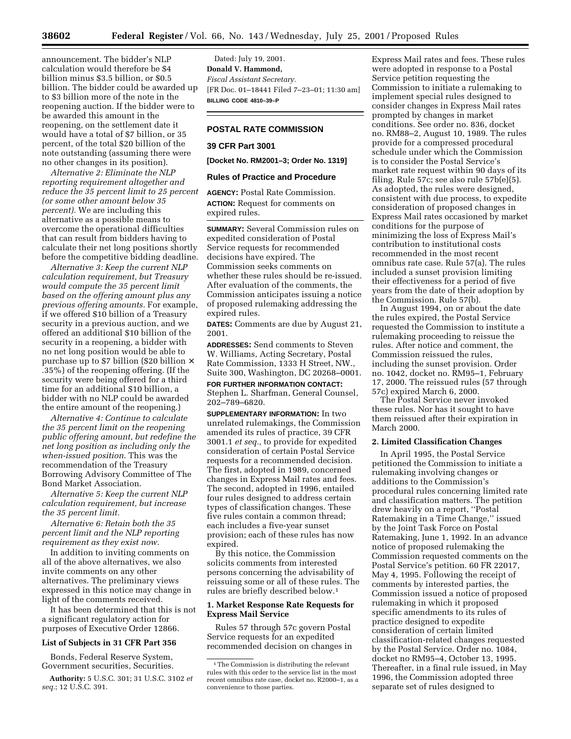announcement. The bidder's NLP calculation would therefore be $4 billion minus $3.5 billion, or $0.5 billion. The bidder could be awarded up to $3 billion more of the note in the reopening auction. If the bidder were to be awarded this amount in the reopening, on the settlement date it would have a total of $7 billion, or 35 percent, of the total $20 billion of the note outstanding (assuming there were no other changes in its position).

*Alternative 2: Eliminate the NLP reporting requirement altogether and reduce the 35 percent limit to 25 percent (or some other amount below 35 percent).* We are including this alternative as a possible means to overcome the operational difficulties that can result from bidders having to calculate their net long positions shortly before the competitive bidding deadline.

*Alternative 3: Keep the current NLP calculation requirement, but Treasury would compute the 35 percent limit based on the offering amount plus any previous offering amounts.* For example, if we offered $10 billion of a Treasury security in a previous auction, and we offered an additional $10 billion of the security in a reopening, a bidder with no net long position would be able to purchase up to $7 billion ($20 billion × .35%) of the reopening offering. (If the security were being offered for a third time for an additional $10 billion, a bidder with no NLP could be awarded the entire amount of the reopening.)

*Alternative 4: Continue to calculate the 35 percent limit on the reopening public offering amount, but redefine the net long position as including only the when-issued position.* This was the recommendation of the Treasury Borrowing Advisory Committee of The Bond Market Association.

*Alternative 5: Keep the current NLP calculation requirement, but increase the 35 percent limit.*

*Alternative 6: Retain both the 35 percent limit and the NLP reporting requirement as they exist now.*

In addition to inviting comments on all of the above alternatives, we also invite comments on any other alternatives. The preliminary views expressed in this notice may change in light of the comments received.

It has been determined that this is not a significant regulatory action for purposes of Executive Order 12866.

### List of Subjects in 31 CFR Part 356

Bonds, Federal Reserve System, Government securities, Securities.

**Authority:** 5 U.S.C. 301; 31 U.S.C. 3102 *et seq.*; 12 U.S.C. 391.

Dated: July 19, 2001.

**Donald V. Hammond,**

*Fiscal Assistant Secretary.*

[FR Doc. 01–18441 Filed 7–23–01; 11:30 am]

**BILLING CODE 4810–39–P**

## POSTAL RATE COMMISSION

### 39 CFR Part 3001

**[Docket No. RM2001–3; Order No. 1319]**

### Rules of Practice and Procedure

**AGENCY:** Postal Rate Commission.

**ACTION:** Request for comments on expired rules.

**SUMMARY:** Several Commission rules on expedited consideration of Postal Service requests for recommended decisions have expired. The Commission seeks comments on whether these rules should be re-issued. After evaluation of the comments, the Commission anticipates issuing a notice of proposed rulemaking addressing the expired rules.

**DATES:** Comments are due by August 21, 2001.

**ADDRESSES:** Send comments to Steven W. Williams, Acting Secretary, Postal Rate Commission, 1333 H Street, NW., Suite 300, Washington, DC 20268–0001.

**FOR FURTHER INFORMATION CONTACT:** Stephen L. Sharfman, General Counsel, 202–789–6820.

**SUPPLEMENTARY INFORMATION:** In two unrelated rulemakings, the Commission amended its rules of practice, 39 CFR 3001.1 *et seq.,* to provide for expedited consideration of certain Postal Service requests for a recommended decision. The first, adopted in 1989, concerned changes in Express Mail rates and fees. The second, adopted in 1996, entailed four rules designed to address certain types of classification changes. These five rules contain a common thread; each includes a five-year sunset provision; each of these rules has now expired.

By this notice, the Commission solicits comments from interested persons concerning the advisability of reissuing some or all of these rules. The rules are briefly described below.[1]

### 1. Market Response Rate Requests for Express Mail Service

Rules 57 through 57c govern Postal Service requests for an expedited recommended decision on changes in Express Mail rates and fees. These rules were adopted in response to a Postal Service petition requesting the Commission to initiate a rulemaking to implement special rules designed to consider changes in Express Mail rates prompted by changes in market conditions. See order no. 836, docket no. RM88–2, August 10, 1989. The rules provide for a compressed procedural schedule under which the Commission is to consider the Postal Service's market rate request within 90 days of its filing. Rule 57c; see also rule 57b(e)(5). As adopted, the rules were designed, consistent with due process, to expedite consideration of proposed changes in Express Mail rates occasioned by market conditions for the purpose of minimizing the loss of Express Mail's contribution to institutional costs recommended in the most recent omnibus rate case. Rule 57(a). The rules included a sunset provision limiting their effectiveness for a period of five years from the date of their adoption by the Commission. Rule 57(b).

In August 1994, on or about the date the rules expired, the Postal Service requested the Commission to institute a rulemaking proceeding to reissue the rules. After notice and comment, the Commission reissued the rules, including the sunset provision. Order no. 1042, docket no. RM95–1, February 17, 2000. The reissued rules (57 through 57c) expired March 6, 2000.

The Postal Service never invoked these rules. Nor has it sought to have them reissued after their expiration in March 2000.

### 2. Limited Classification Changes

In April 1995, the Postal Service petitioned the Commission to initiate a rulemaking involving changes or additions to the Commission's procedural rules concerning limited rate and classification matters. The petition drew heavily on a report, ''Postal Ratemaking in a Time Change,'' issued by the Joint Task Force on Postal Ratemaking, June 1, 1992. In an advance notice of proposed rulemaking the Commission requested comments on the Postal Service's petition. 60 FR 22017, May 4, 1995. Following the receipt of comments by interested parties, the Commission issued a notice of proposed rulemaking in which it proposed specific amendments to its rules of practice designed to expedite consideration of certain limited classification-related changes requested by the Postal Service. Order no. 1084, docket no RM95–4, October 13, 1995. Thereafter, in a final rule issued, in May 1996, the Commission adopted three separate set of rules designed to

[1] The Commission is distributing the relevant rules with this order to the service list in the most recent omnibus rate case, docket no. R2000–1, as a convenience to those parties.